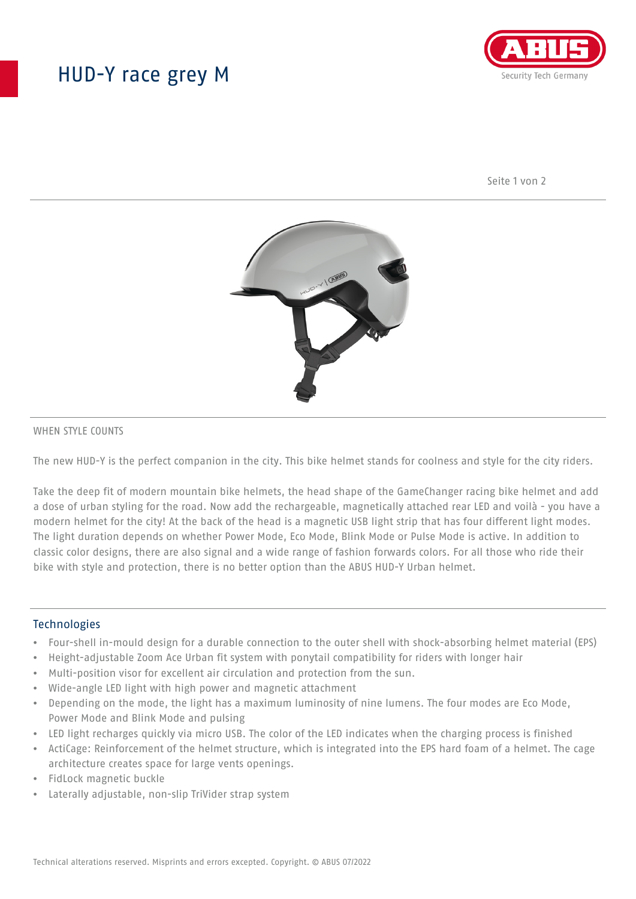# HUD-Y race grey M

WHEN STYLE COUNTS

The new HUD-Y is the perfect companion in the city. This bike helmet stands for coolness and style for the city riders.

Take the deep fit of modern mountain bike helmets, the head shape of the GameChanger racing bike helmet and add a dose of urban styling for the road. Now add the rechargeable, magnetically attached rear LED and voilà - you have a modern helmet for the city! At the back of the head is a magnetic USB light strip that has four different light modes. The light duration depends on whether Power Mode, Eco Mode, Blink Mode or Pulse Mode is active. In addition to classic color designs, there are also signal and a wide range of fashion forwards colors. For all those who ride their bike with style and protection, there is no better option than the ABUS HUD-Y Urban helmet.

## Technologies

- Four-shell in-mould design for a durable connection to the outer shell with shock-absorbing helmet material (EPS)
- Height-adjustable Zoom Ace Urban fit system with ponytail compatibility for riders with longer hair
- Multi-position visor for excellent air circulation and protection from the sun.
- Wide-angle LED light with high power and magnetic attachment
- Depending on the mode, the light has a maximum luminosity of nine lumens. The four modes are Eco Mode, Power Mode and Blink Mode and pulsing
- LED light recharges quickly via micro USB. The color of the LED indicates when the charging process is finished
- ActiCage: Reinforcement of the helmet structure, which is integrated into the EPS hard foam of a helmet. The cage architecture creates space for large vents openings.
- FidLock magnetic buckle
- Laterally adjustable, non-slip TriVider strap system

Technical alterations reserved. Misprints and errors excepted. Copyright. © ABUS 07/2022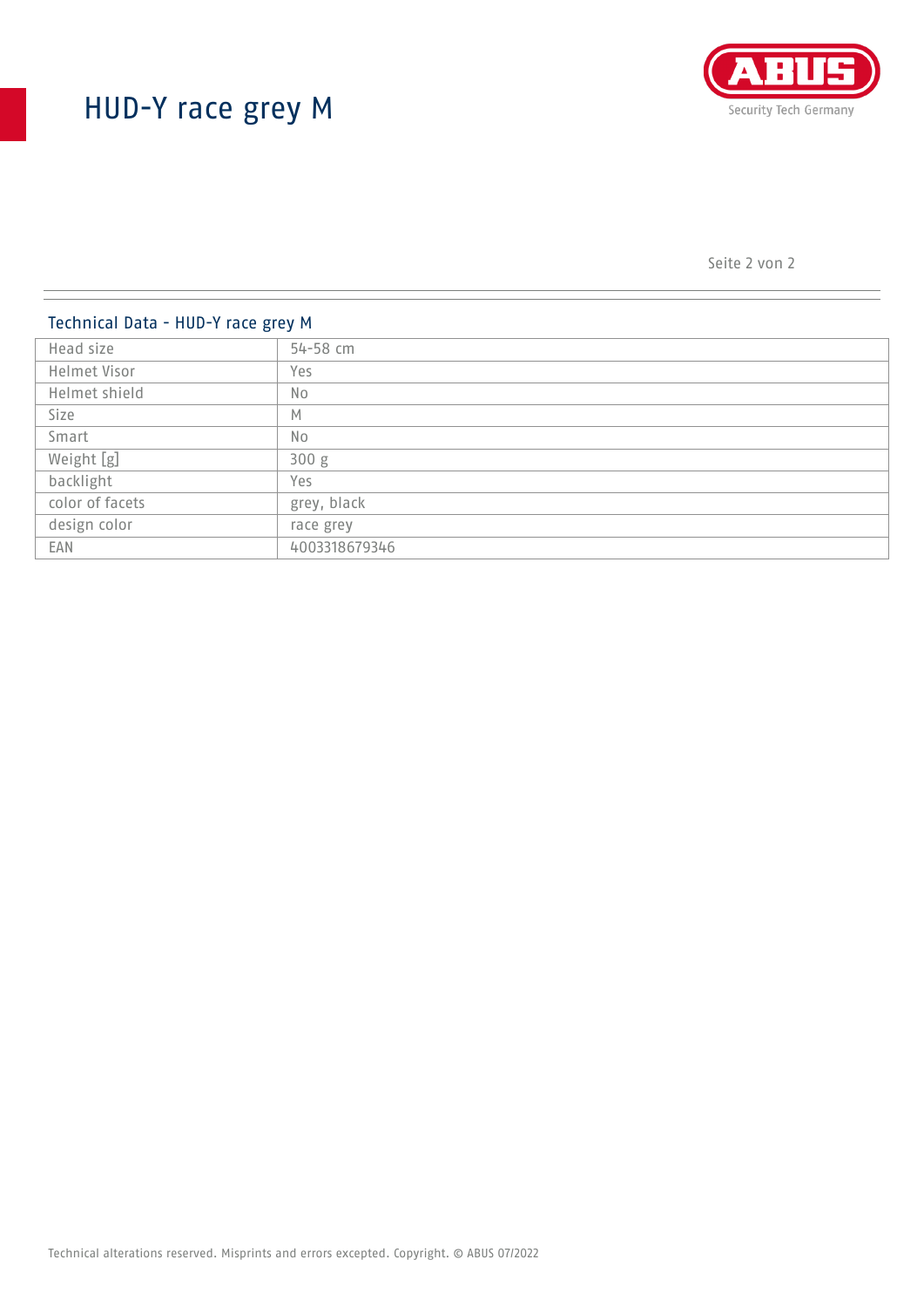# HUD-Y race grey M

## Technical Data - HUD-Y race grey M

| | |
|---|---|
| Head size | 54-58 cm |
| Helmet Visor | Yes |
| Helmet shield | No |
| Size | M |
| Smart | No |
| Weight [g] | 300 g |
| backlight | Yes |
| color of facets | grey, black |
| design color | race grey |
| EAN | 4003318679346 |

Technical alterations reserved. Misprints and errors excepted. Copyright. © ABUS 07/2022